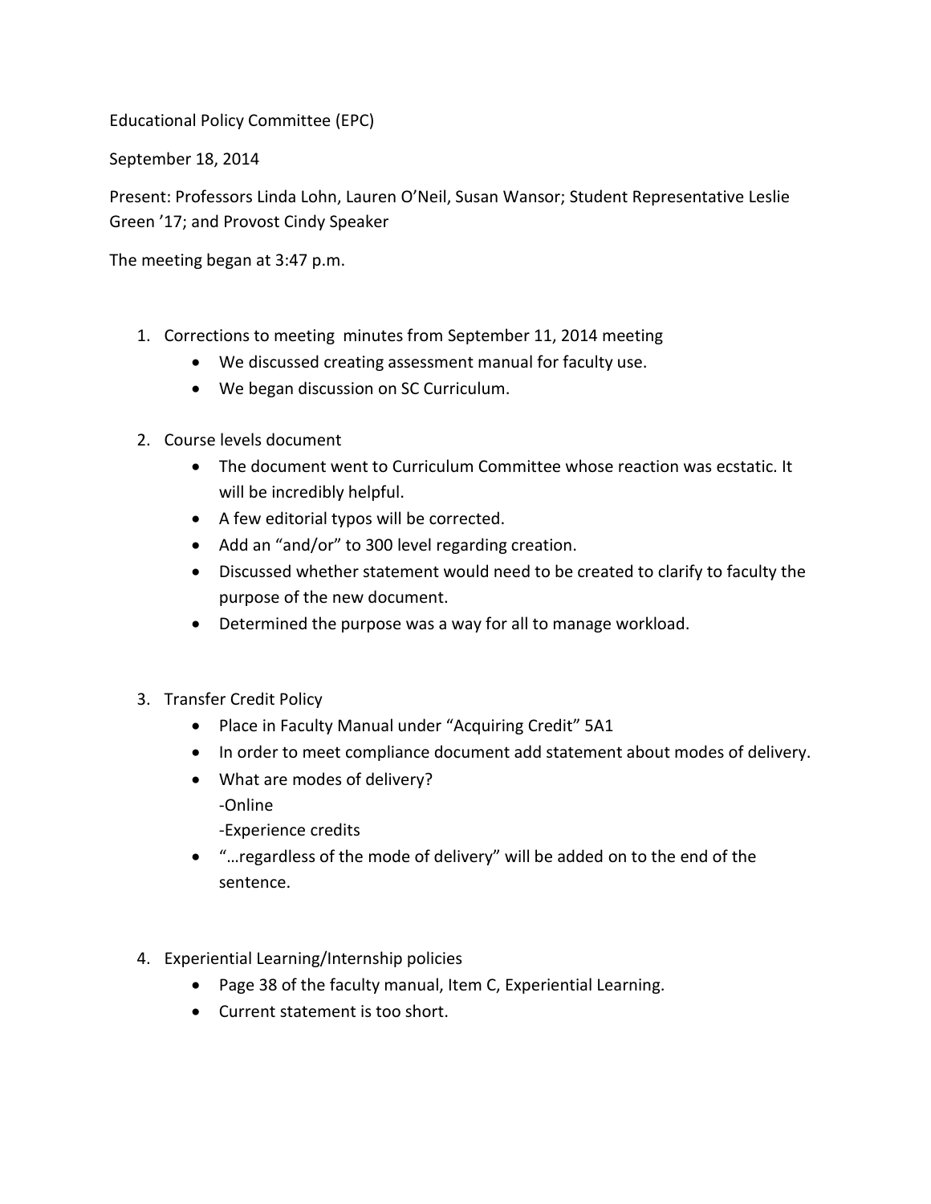Educational Policy Committee (EPC)

September 18, 2014

Present: Professors Linda Lohn, Lauren O'Neil, Susan Wansor; Student Representative Leslie Green '17; and Provost Cindy Speaker

The meeting began at 3:47 p.m.

1. Corrections to meeting minutes from September 11, 2014 meeting
   - We discussed creating assessment manual for faculty use.
   - We began discussion on SC Curriculum.

2. Course levels document
   - The document went to Curriculum Committee whose reaction was ecstatic. It will be incredibly helpful.
   - A few editorial typos will be corrected.
   - Add an "and/or" to 300 level regarding creation.
   - Discussed whether statement would need to be created to clarify to faculty the purpose of the new document.
   - Determined the purpose was a way for all to manage workload.

3. Transfer Credit Policy
   - Place in Faculty Manual under "Acquiring Credit" 5A1
   - In order to meet compliance document add statement about modes of delivery.
   - What are modes of delivery?
     -Online
     -Experience credits
   - "…regardless of the mode of delivery" will be added on to the end of the sentence.

4. Experiential Learning/Internship policies
   - Page 38 of the faculty manual, Item C, Experiential Learning.
   - Current statement is too short.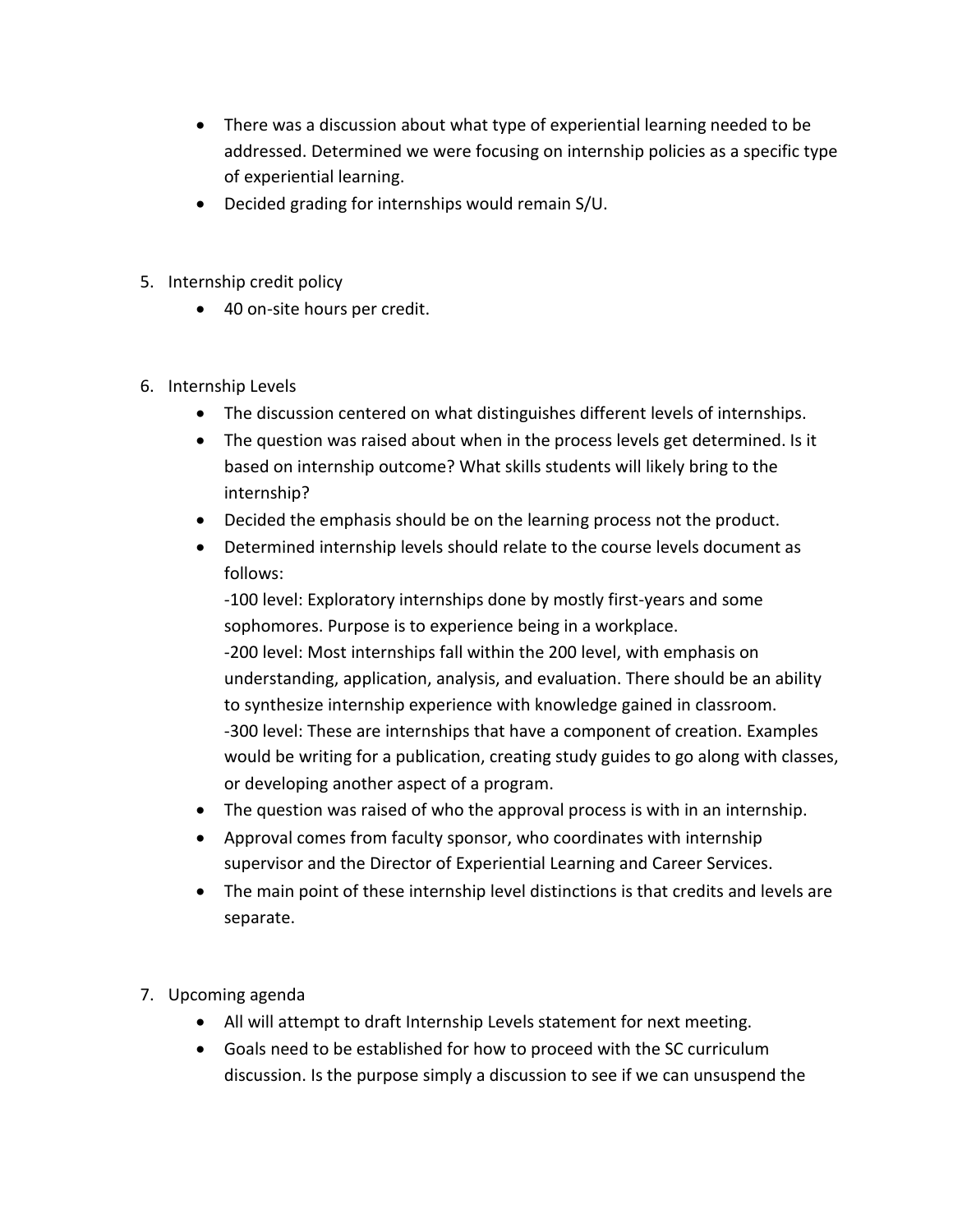- There was a discussion about what type of experiential learning needed to be addressed. Determined we were focusing on internship policies as a specific type of experiential learning.
- Decided grading for internships would remain S/U.

5. Internship credit policy
    - 40 on-site hours per credit.

6. Internship Levels
    - The discussion centered on what distinguishes different levels of internships.
    - The question was raised about when in the process levels get determined. Is it based on internship outcome? What skills students will likely bring to the internship?
    - Decided the emphasis should be on the learning process not the product.
    - Determined internship levels should relate to the course levels document as follows:

      -100 level: Exploratory internships done by mostly first-years and some sophomores. Purpose is to experience being in a workplace.

      -200 level: Most internships fall within the 200 level, with emphasis on understanding, application, analysis, and evaluation. There should be an ability to synthesize internship experience with knowledge gained in classroom.

      -300 level: These are internships that have a component of creation. Examples would be writing for a publication, creating study guides to go along with classes, or developing another aspect of a program.
    - The question was raised of who the approval process is with in an internship.
    - Approval comes from faculty sponsor, who coordinates with internship supervisor and the Director of Experiential Learning and Career Services.
    - The main point of these internship level distinctions is that credits and levels are separate.

7. Upcoming agenda
    - All will attempt to draft Internship Levels statement for next meeting.
    - Goals need to be established for how to proceed with the SC curriculum discussion. Is the purpose simply a discussion to see if we can unsuspend the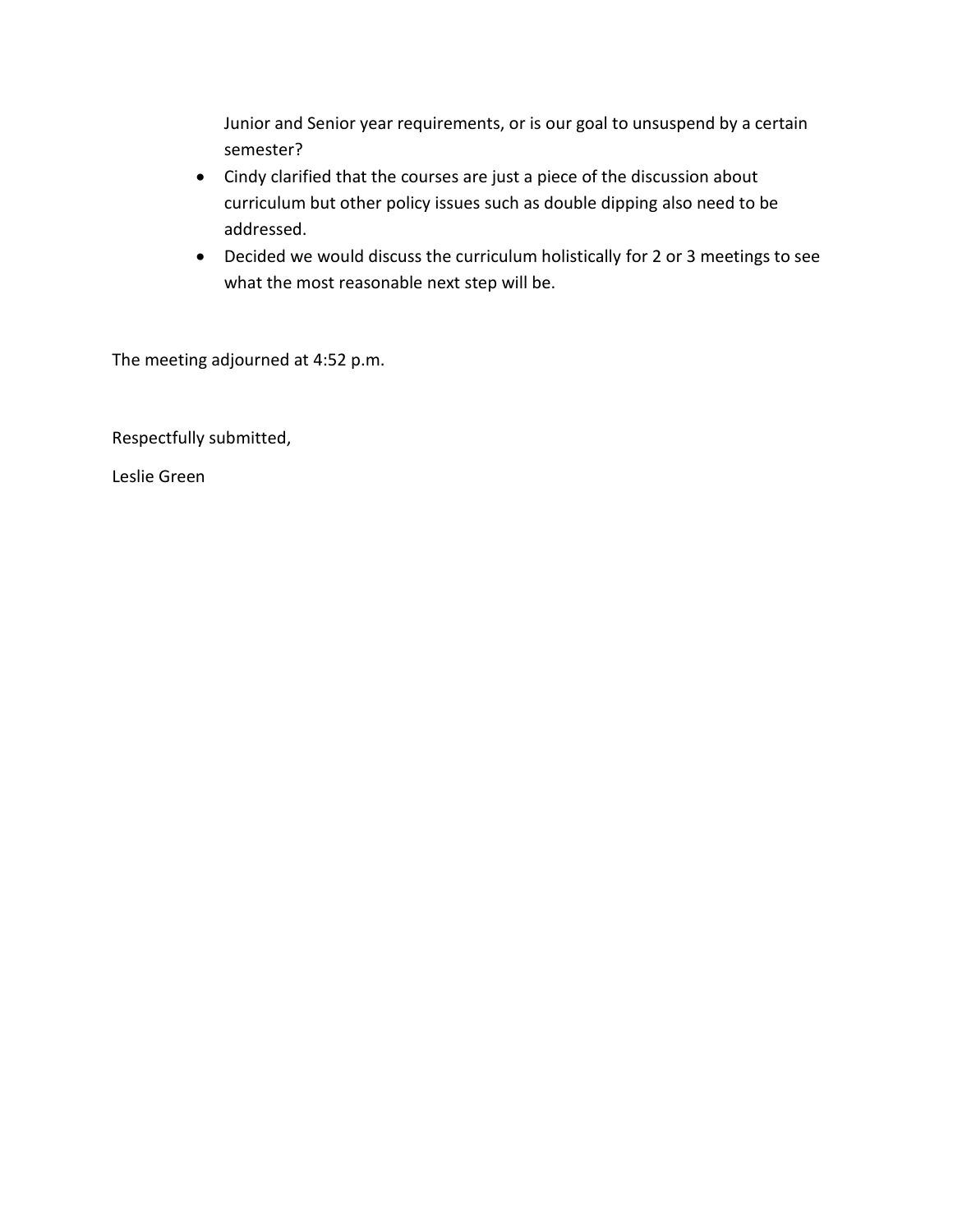Junior and Senior year requirements, or is our goal to unsuspend by a certain semester?

- Cindy clarified that the courses are just a piece of the discussion about curriculum but other policy issues such as double dipping also need to be addressed.
- Decided we would discuss the curriculum holistically for 2 or 3 meetings to see what the most reasonable next step will be.

The meeting adjourned at 4:52 p.m.

Respectfully submitted,

Leslie Green